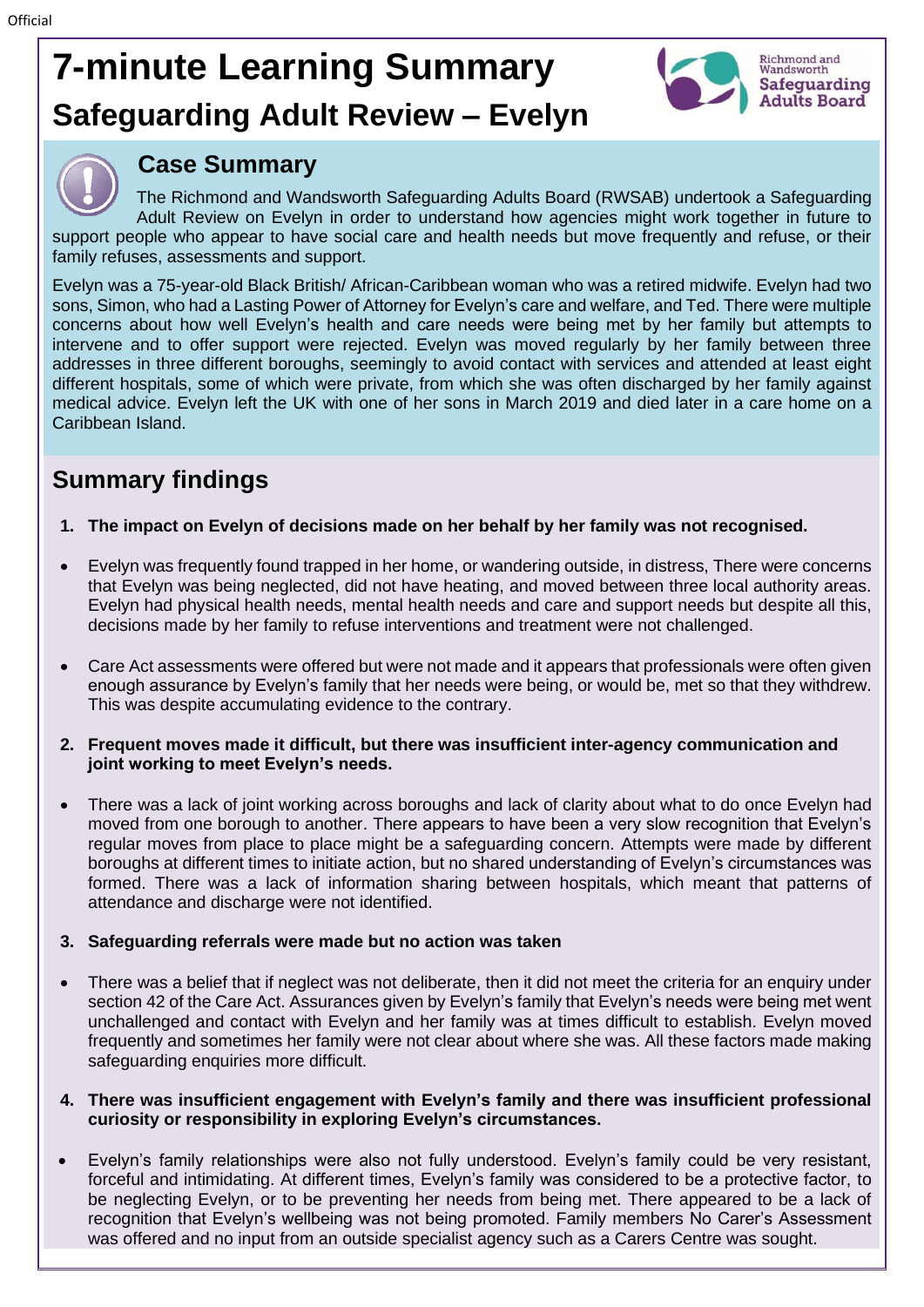# 7-minute Learning Summary

## Safeguarding Adult Review – Evelyn

Richmond and Wandsworth Safeguarding Adults Board

## Case Summary

The Richmond and Wandsworth Safeguarding Adults Board (RWSAB) undertook a Safeguarding Adult Review on Evelyn in order to understand how agencies might work together in future to support people who appear to have social care and health needs but move frequently and refuse, or their family refuses, assessments and support.

Evelyn was a 75-year-old Black British/ African-Caribbean woman who was a retired midwife. Evelyn had two sons, Simon, who had a Lasting Power of Attorney for Evelyn's care and welfare, and Ted. There were multiple concerns about how well Evelyn's health and care needs were being met by her family but attempts to intervene and to offer support were rejected. Evelyn was moved regularly by her family between three addresses in three different boroughs, seemingly to avoid contact with services and attended at least eight different hospitals, some of which were private, from which she was often discharged by her family against medical advice. Evelyn left the UK with one of her sons in March 2019 and died later in a care home on a Caribbean Island.

## Summary findings

1. **The impact on Evelyn of decisions made on her behalf by her family was not recognised.**

- Evelyn was frequently found trapped in her home, or wandering outside, in distress, There were concerns that Evelyn was being neglected, did not have heating, and moved between three local authority areas. Evelyn had physical health needs, mental health needs and care and support needs but despite all this, decisions made by her family to refuse interventions and treatment were not challenged.

- Care Act assessments were offered but were not made and it appears that professionals were often given enough assurance by Evelyn's family that her needs were being, or would be, met so that they withdrew. This was despite accumulating evidence to the contrary.

2. **Frequent moves made it difficult, but there was insufficient inter-agency communication and joint working to meet Evelyn's needs.**

- There was a lack of joint working across boroughs and lack of clarity about what to do once Evelyn had moved from one borough to another. There appears to have been a very slow recognition that Evelyn's regular moves from place to place might be a safeguarding concern. Attempts were made by different boroughs at different times to initiate action, but no shared understanding of Evelyn's circumstances was formed. There was a lack of information sharing between hospitals, which meant that patterns of attendance and discharge were not identified.

3. **Safeguarding referrals were made but no action was taken**

- There was a belief that if neglect was not deliberate, then it did not meet the criteria for an enquiry under section 42 of the Care Act. Assurances given by Evelyn's family that Evelyn's needs were being met went unchallenged and contact with Evelyn and her family was at times difficult to establish. Evelyn moved frequently and sometimes her family were not clear about where she was. All these factors made making safeguarding enquiries more difficult.

4. **There was insufficient engagement with Evelyn's family and there was insufficient professional curiosity or responsibility in exploring Evelyn's circumstances.**

- Evelyn's family relationships were also not fully understood. Evelyn's family could be very resistant, forceful and intimidating. At different times, Evelyn's family was considered to be a protective factor, to be neglecting Evelyn, or to be preventing her needs from being met. There appeared to be a lack of recognition that Evelyn's wellbeing was not being promoted. Family members No Carer's Assessment was offered and no input from an outside specialist agency such as a Carers Centre was sought.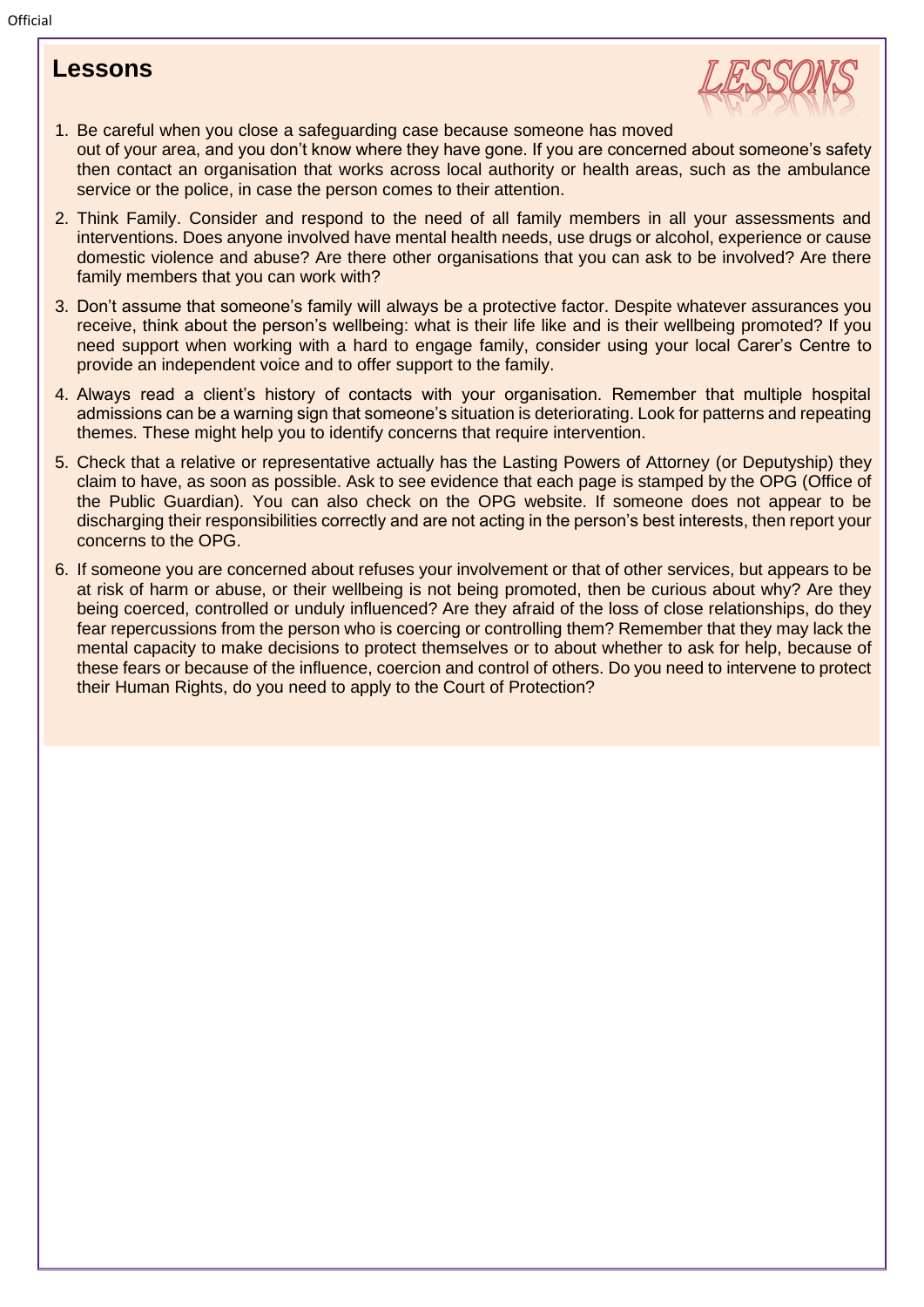## Lessons

1. Be careful when you close a safeguarding case because someone has moved out of your area, and you don't know where they have gone. If you are concerned about someone's safety then contact an organisation that works across local authority or health areas, such as the ambulance service or the police, in case the person comes to their attention.
2. Think Family. Consider and respond to the need of all family members in all your assessments and interventions. Does anyone involved have mental health needs, use drugs or alcohol, experience or cause domestic violence and abuse? Are there other organisations that you can ask to be involved? Are there family members that you can work with?
3. Don't assume that someone's family will always be a protective factor. Despite whatever assurances you receive, think about the person's wellbeing: what is their life like and is their wellbeing promoted? If you need support when working with a hard to engage family, consider using your local Carer's Centre to provide an independent voice and to offer support to the family.
4. Always read a client's history of contacts with your organisation. Remember that multiple hospital admissions can be a warning sign that someone's situation is deteriorating. Look for patterns and repeating themes. These might help you to identify concerns that require intervention.
5. Check that a relative or representative actually has the Lasting Powers of Attorney (or Deputyship) they claim to have, as soon as possible. Ask to see evidence that each page is stamped by the OPG (Office of the Public Guardian). You can also check on the OPG website. If someone does not appear to be discharging their responsibilities correctly and are not acting in the person's best interests, then report your concerns to the OPG.
6. If someone you are concerned about refuses your involvement or that of other services, but appears to be at risk of harm or abuse, or their wellbeing is not being promoted, then be curious about why? Are they being coerced, controlled or unduly influenced? Are they afraid of the loss of close relationships, do they fear repercussions from the person who is coercing or controlling them? Remember that they may lack the mental capacity to make decisions to protect themselves or to about whether to ask for help, because of these fears or because of the influence, coercion and control of others. Do you need to intervene to protect their Human Rights, do you need to apply to the Court of Protection?